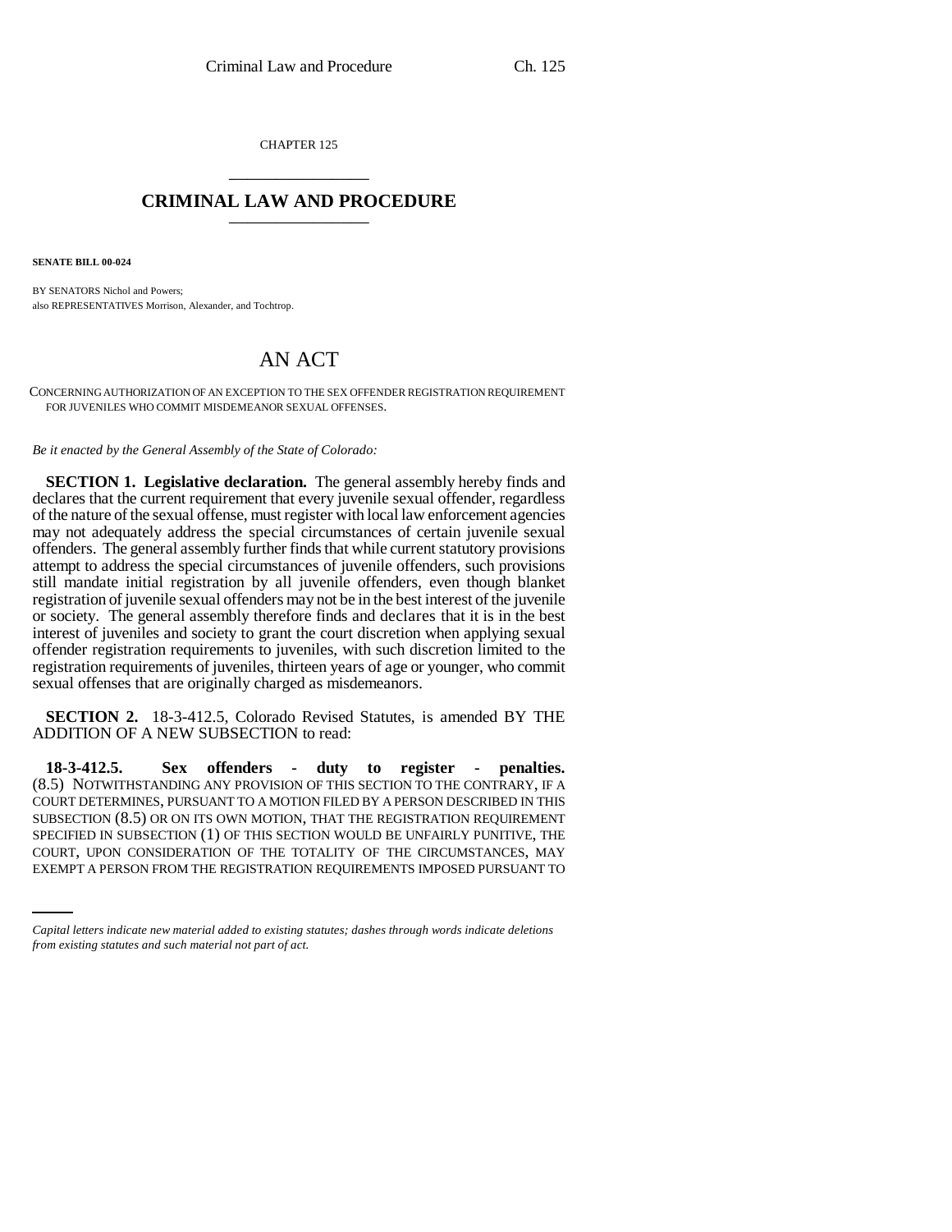CHAPTER 125

# CRIMINAL LAW AND PROCEDURE

**SENATE BILL 00-024**

BY SENATORS Nichol and Powers;
also REPRESENTATIVES Morrison, Alexander, and Tochtrop.

# AN ACT

CONCERNING AUTHORIZATION OF AN EXCEPTION TO THE SEX OFFENDER REGISTRATION REQUIREMENT FOR JUVENILES WHO COMMIT MISDEMEANOR SEXUAL OFFENSES.

*Be it enacted by the General Assembly of the State of Colorado:*

**SECTION 1. Legislative declaration.** The general assembly hereby finds and declares that the current requirement that every juvenile sexual offender, regardless of the nature of the sexual offense, must register with local law enforcement agencies may not adequately address the special circumstances of certain juvenile sexual offenders. The general assembly further finds that while current statutory provisions attempt to address the special circumstances of juvenile offenders, such provisions still mandate initial registration by all juvenile offenders, even though blanket registration of juvenile sexual offenders may not be in the best interest of the juvenile or society. The general assembly therefore finds and declares that it is in the best interest of juveniles and society to grant the court discretion when applying sexual offender registration requirements to juveniles, with such discretion limited to the registration requirements of juveniles, thirteen years of age or younger, who commit sexual offenses that are originally charged as misdemeanors.

**SECTION 2.** 18-3-412.5, Colorado Revised Statutes, is amended BY THE ADDITION OF A NEW SUBSECTION to read:

**18-3-412.5. Sex offenders - duty to register - penalties.** (8.5) NOTWITHSTANDING ANY PROVISION OF THIS SECTION TO THE CONTRARY, IF A COURT DETERMINES, PURSUANT TO A MOTION FILED BY A PERSON DESCRIBED IN THIS SUBSECTION (8.5) OR ON ITS OWN MOTION, THAT THE REGISTRATION REQUIREMENT SPECIFIED IN SUBSECTION (1) OF THIS SECTION WOULD BE UNFAIRLY PUNITIVE, THE COURT, UPON CONSIDERATION OF THE TOTALITY OF THE CIRCUMSTANCES, MAY EXEMPT A PERSON FROM THE REGISTRATION REQUIREMENTS IMPOSED PURSUANT TO

*Capital letters indicate new material added to existing statutes; dashes through words indicate deletions from existing statutes and such material not part of act.*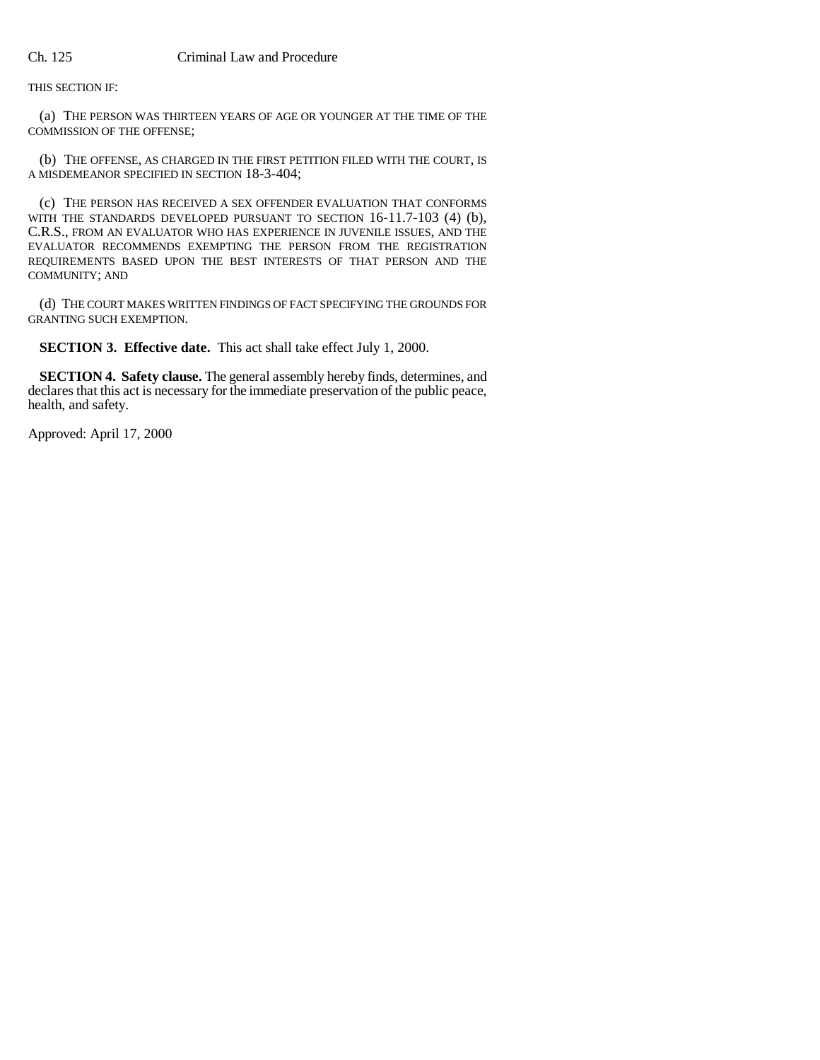THIS SECTION IF:

(a) THE PERSON WAS THIRTEEN YEARS OF AGE OR YOUNGER AT THE TIME OF THE COMMISSION OF THE OFFENSE;

(b) THE OFFENSE, AS CHARGED IN THE FIRST PETITION FILED WITH THE COURT, IS A MISDEMEANOR SPECIFIED IN SECTION 18-3-404;

(c) THE PERSON HAS RECEIVED A SEX OFFENDER EVALUATION THAT CONFORMS WITH THE STANDARDS DEVELOPED PURSUANT TO SECTION 16-11.7-103 (4) (b), C.R.S., FROM AN EVALUATOR WHO HAS EXPERIENCE IN JUVENILE ISSUES, AND THE EVALUATOR RECOMMENDS EXEMPTING THE PERSON FROM THE REGISTRATION REQUIREMENTS BASED UPON THE BEST INTERESTS OF THAT PERSON AND THE COMMUNITY; AND

(d) THE COURT MAKES WRITTEN FINDINGS OF FACT SPECIFYING THE GROUNDS FOR GRANTING SUCH EXEMPTION.

**SECTION 3. Effective date.** This act shall take effect July 1, 2000.

**SECTION 4. Safety clause.** The general assembly hereby finds, determines, and declares that this act is necessary for the immediate preservation of the public peace, health, and safety.

Approved: April 17, 2000